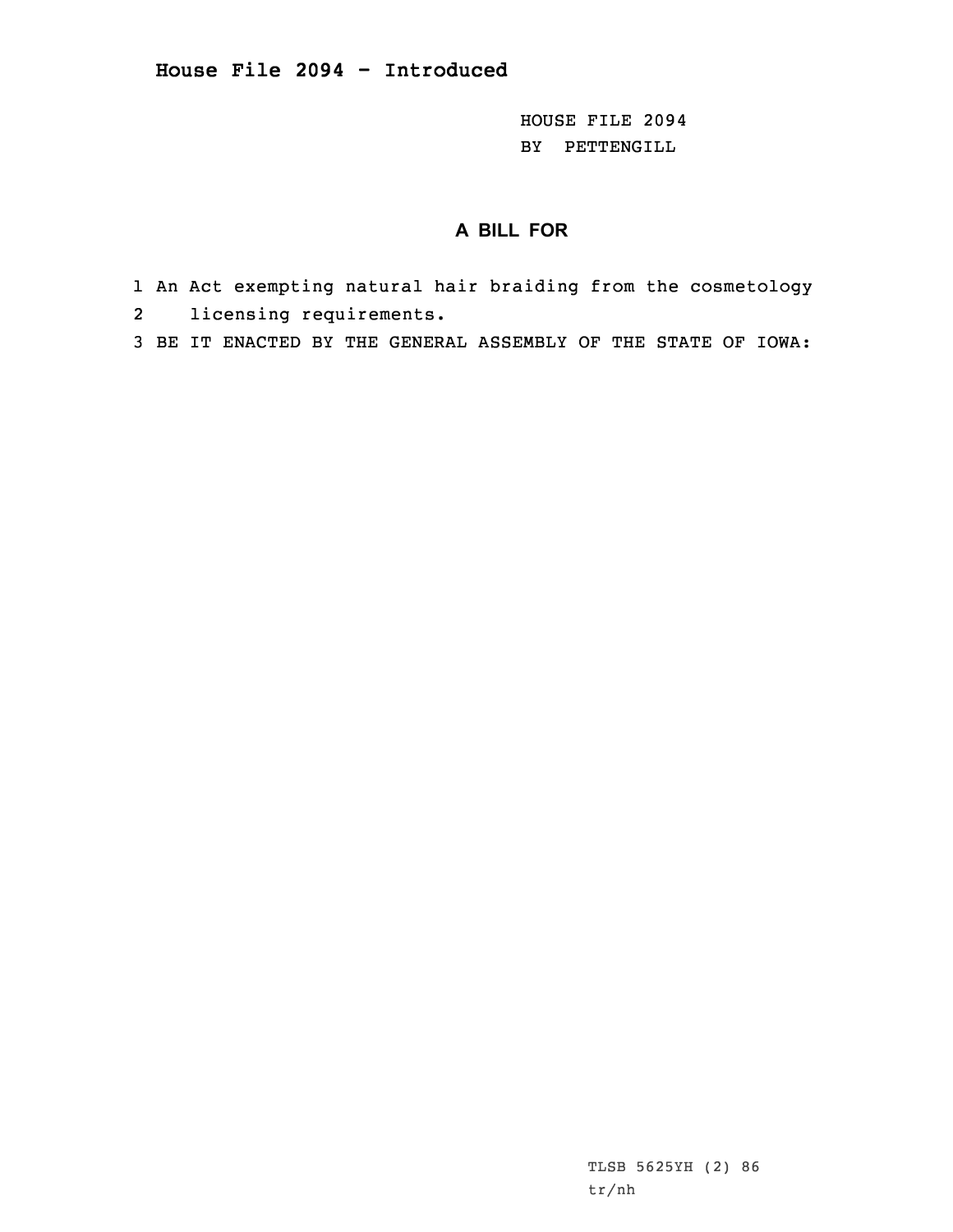# House File 2094 - Introduced

HOUSE FILE 2094
BY PETTENGILL

## A BILL FOR

1 An Act exempting natural hair braiding from the cosmetology
2 licensing requirements.
3 BE IT ENACTED BY THE GENERAL ASSEMBLY OF THE STATE OF IOWA:

TLSB 5625YH (2) 86
tr/nh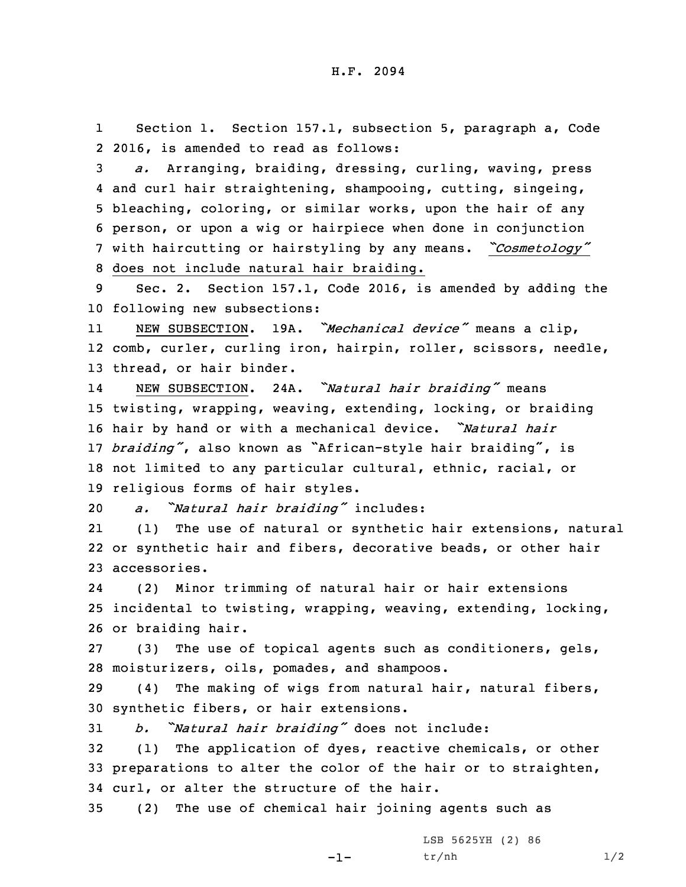H.F. 2094

1 Section 1. Section 157.1, subsection 5, paragraph a, Code
2 2016, is amended to read as follows:

3 *a.* Arranging, braiding, dressing, curling, waving, press
4 and curl hair straightening, shampooing, cutting, singeing,
5 bleaching, coloring, or similar works, upon the hair of any
6 person, or upon a wig or hairpiece when done in conjunction
7 with haircutting or hairstyling by any means. <u>*"Cosmetology"*</u>
8 <u>does not include natural hair braiding.</u>

9 Sec. 2. Section 157.1, Code 2016, is amended by adding the
10 following new subsections:

11 <u>NEW SUBSECTION</u>. 19A. *"Mechanical device"* means a clip,
12 comb, curler, curling iron, hairpin, roller, scissors, needle,
13 thread, or hair binder.

14 <u>NEW SUBSECTION</u>. 24A. *"Natural hair braiding"* means
15 twisting, wrapping, weaving, extending, locking, or braiding
16 hair by hand or with a mechanical device. *"Natural hair*
17 *braiding"*, also known as "African-style hair braiding", is
18 not limited to any particular cultural, ethnic, racial, or
19 religious forms of hair styles.

20 *a. "Natural hair braiding"* includes:

21 (1) The use of natural or synthetic hair extensions, natural
22 or synthetic hair and fibers, decorative beads, or other hair
23 accessories.

24 (2) Minor trimming of natural hair or hair extensions
25 incidental to twisting, wrapping, weaving, extending, locking,
26 or braiding hair.

27 (3) The use of topical agents such as conditioners, gels,
28 moisturizers, oils, pomades, and shampoos.

29 (4) The making of wigs from natural hair, natural fibers,
30 synthetic fibers, or hair extensions.

31 *b. "Natural hair braiding"* does not include:

32 (1) The application of dyes, reactive chemicals, or other
33 preparations to alter the color of the hair or to straighten,
34 curl, or alter the structure of the hair.

35 (2) The use of chemical hair joining agents such as

LSB 5625YH (2) 86
tr/nh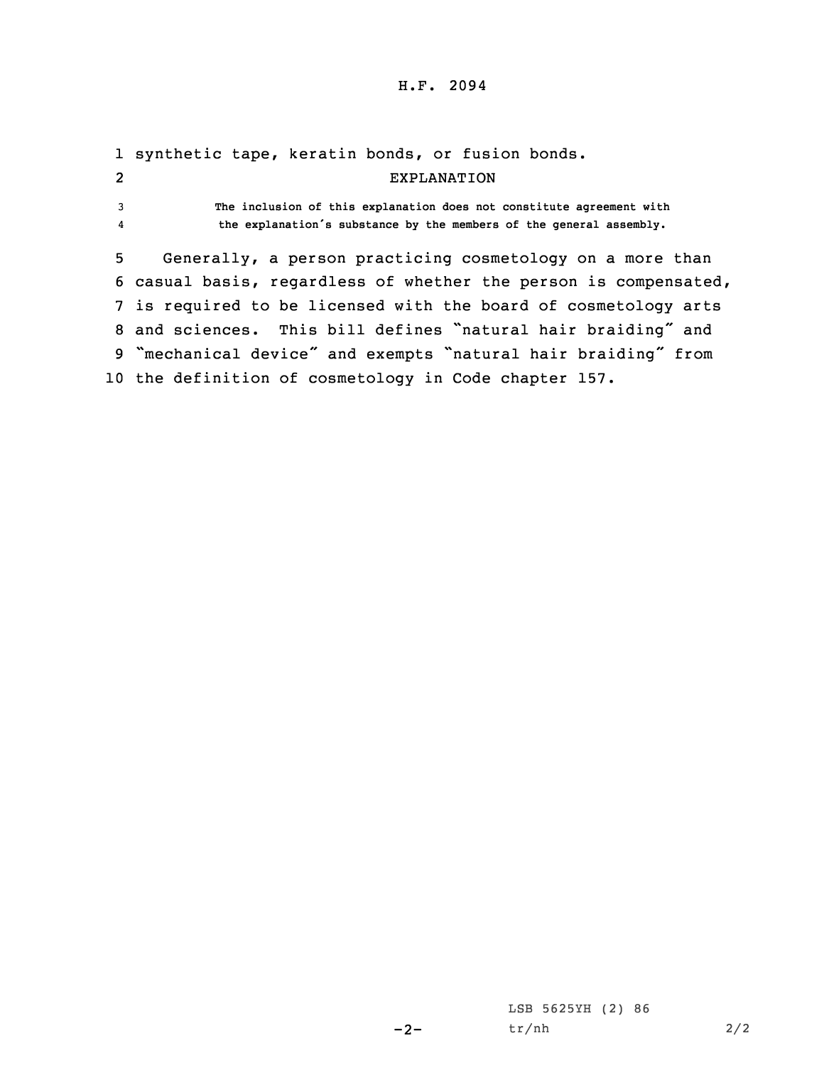synthetic tape, keratin bonds, or fusion bonds.

## EXPLANATION

**The inclusion of this explanation does not constitute agreement with the explanation's substance by the members of the general assembly.**

Generally, a person practicing cosmetology on a more than casual basis, regardless of whether the person is compensated, is required to be licensed with the board of cosmetology arts and sciences. This bill defines "natural hair braiding" and "mechanical device" and exempts "natural hair braiding" from the definition of cosmetology in Code chapter 157.

LSB 5625YH (2) 86
tr/nh